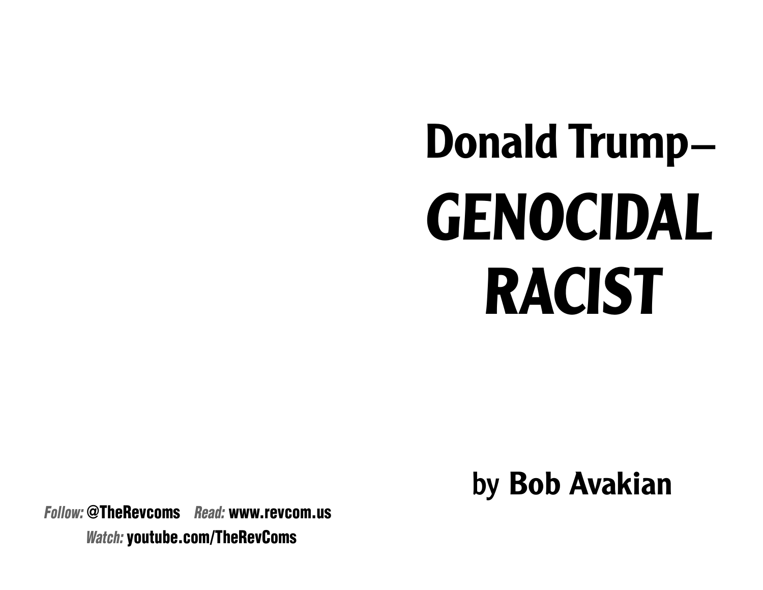# Donald Trump— *GENOCIDAL RACIST*

**by Bob Avakian**

*Follow:* **@TheRevcoms** *Read:* **www.revcom.us**
*Watch:* **youtube.com/TheRevComs**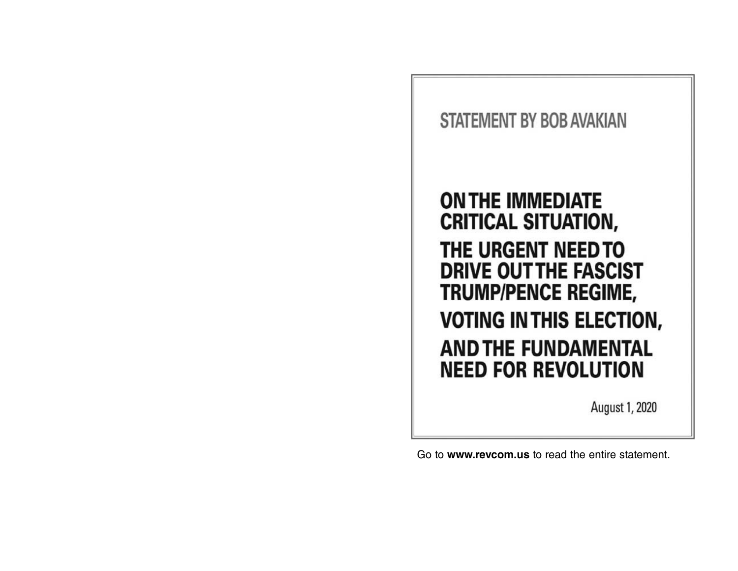STATEMENT BY BOB AVAKIAN

# ON THE IMMEDIATE CRITICAL SITUATION, THE URGENT NEED TO DRIVE OUT THE FASCIST TRUMP/PENCE REGIME, VOTING IN THIS ELECTION, AND THE FUNDAMENTAL NEED FOR REVOLUTION

August 1, 2020

Go to **www.revcom.us** to read the entire statement.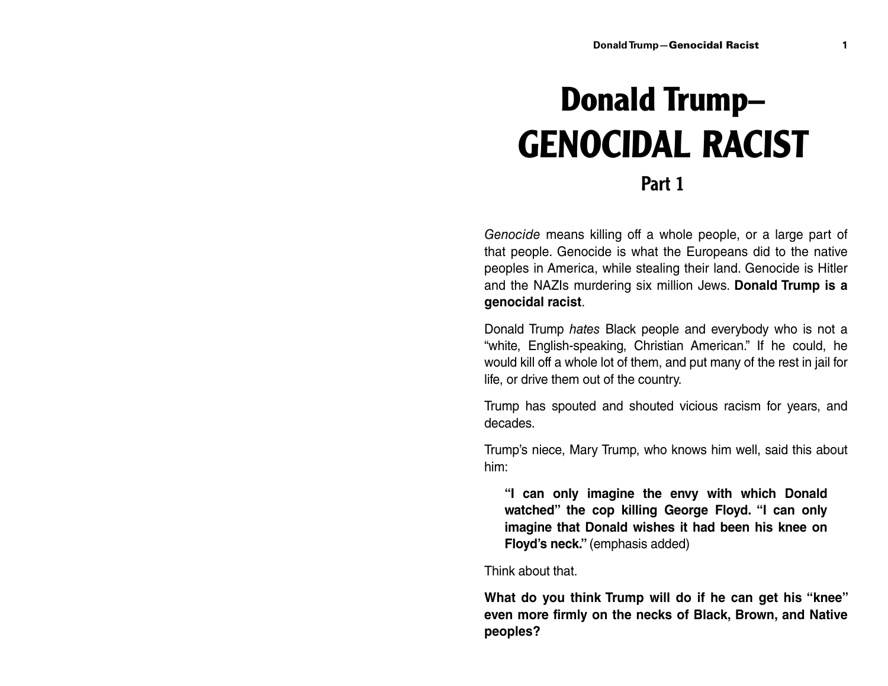# Donald Trump– GENOCIDAL RACIST

## Part 1

*Genocide* means killing off a whole people, or a large part of that people. Genocide is what the Europeans did to the native peoples in America, while stealing their land. Genocide is Hitler and the NAZIs murdering six million Jews. **Donald Trump is a genocidal racist**.

Donald Trump *hates* Black people and everybody who is not a "white, English-speaking, Christian American." If he could, he would kill off a whole lot of them, and put many of the rest in jail for life, or drive them out of the country.

Trump has spouted and shouted vicious racism for years, and decades.

Trump's niece, Mary Trump, who knows him well, said this about him:

> **"I can only imagine the envy with which Donald watched" the cop killing George Floyd. "I can only imagine that Donald wishes it had been his knee on Floyd's neck."** (emphasis added)

Think about that.

**What do you think Trump will do if he can get his "knee" even more firmly on the necks of Black, Brown, and Native peoples?**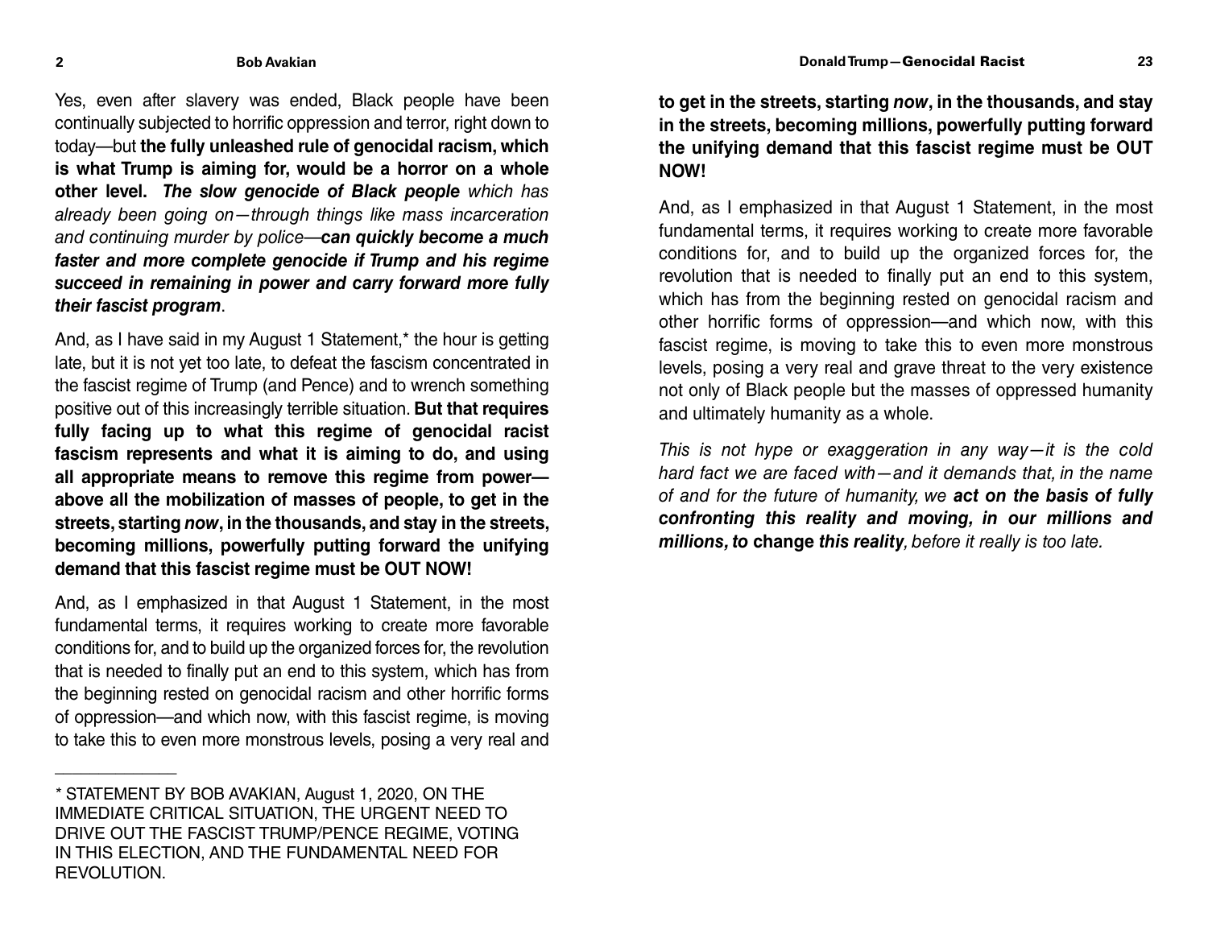Yes, even after slavery was ended, Black people have been continually subjected to horrific oppression and terror, right down to today—but **the fully unleashed rule of genocidal racism, which is what Trump is aiming for, would be a horror on a whole other level.** ***The slow genocide of Black people*** *which has already been going on—through things like mass incarceration and continuing murder by police*—***can quickly become a much faster and more complete genocide if Trump and his regime succeed in remaining in power and carry forward more fully their fascist program***.

And, as I have said in my August 1 Statement,* the hour is getting late, but it is not yet too late, to defeat the fascism concentrated in the fascist regime of Trump (and Pence) and to wrench something positive out of this increasingly terrible situation. **But that requires fully facing up to what this regime of genocidal racist fascism represents and what it is aiming to do, and using all appropriate means to remove this regime from power—above all the mobilization of masses of people, to get in the streets, starting *now*, in the thousands, and stay in the streets, becoming millions, powerfully putting forward the unifying demand that this fascist regime must be OUT NOW!**

And, as I emphasized in that August 1 Statement, in the most fundamental terms, it requires working to create more favorable conditions for, and to build up the organized forces for, the revolution that is needed to finally put an end to this system, which has from the beginning rested on genocidal racism and other horrific forms of oppression—and which now, with this fascist regime, is moving to take this to even more monstrous levels, posing a very real and

---

\* STATEMENT BY BOB AVAKIAN, August 1, 2020, ON THE IMMEDIATE CRITICAL SITUATION, THE URGENT NEED TO DRIVE OUT THE FASCIST TRUMP/PENCE REGIME, VOTING IN THIS ELECTION, AND THE FUNDAMENTAL NEED FOR REVOLUTION.

---

**to get in the streets, starting *now*, in the thousands, and stay in the streets, becoming millions, powerfully putting forward the unifying demand that this fascist regime must be OUT NOW!**

And, as I emphasized in that August 1 Statement, in the most fundamental terms, it requires working to create more favorable conditions for, and to build up the organized forces for, the revolution that is needed to finally put an end to this system, which has from the beginning rested on genocidal racism and other horrific forms of oppression—and which now, with this fascist regime, is moving to take this to even more monstrous levels, posing a very real and grave threat to the very existence not only of Black people but the masses of oppressed humanity and ultimately humanity as a whole.

*This is not hype or exaggeration in any way—it is the cold hard fact we are faced with—and it demands that, in the name of and for the future of humanity, we* ***act on the basis of fully confronting this reality and moving, in our millions and millions, to*** **change** ***this reality****, before it really is too late.*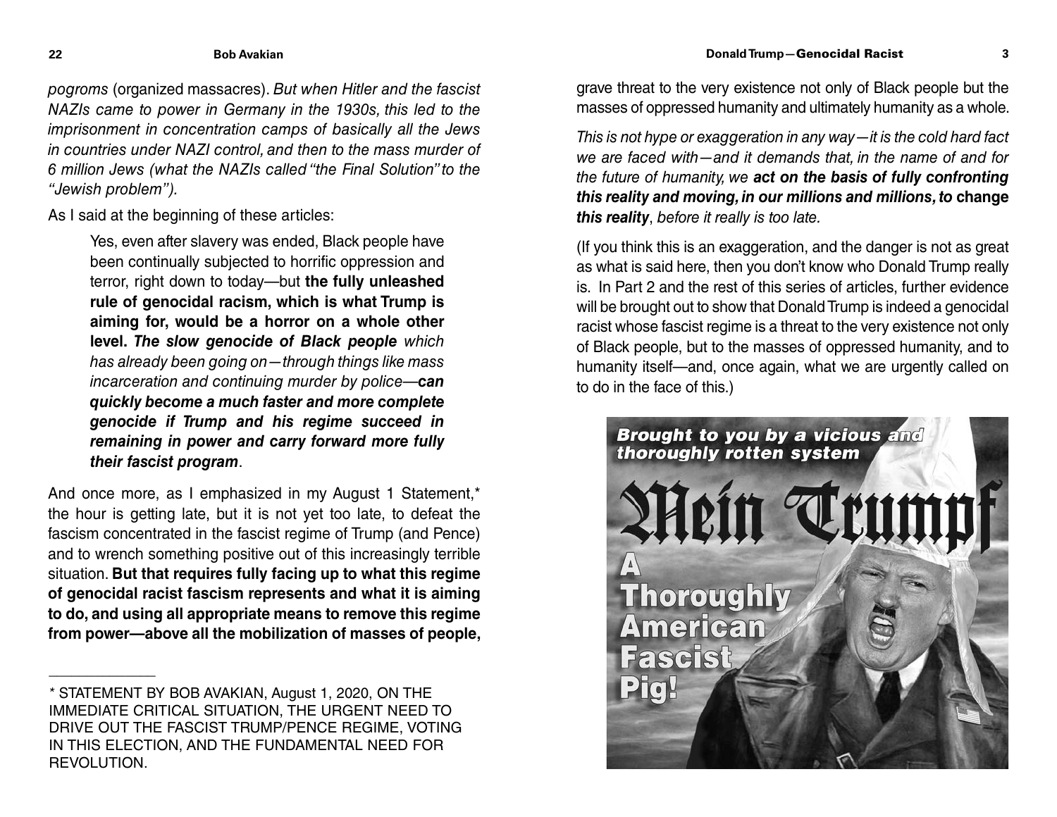*pogroms* (organized massacres). *But when Hitler and the fascist NAZIs came to power in Germany in the 1930s, this led to the imprisonment in concentration camps of basically all the Jews in countries under NAZI control, and then to the mass murder of 6 million Jews (what the NAZIs called "the Final Solution" to the "Jewish problem").*

As I said at the beginning of these articles:

> Yes, even after slavery was ended, Black people have been continually subjected to horrific oppression and terror, right down to today—but **the fully unleashed rule of genocidal racism, which is what Trump is aiming for, would be a horror on a whole other level.** ***The slow genocide of Black people*** *which has already been going on—through things like mass incarceration and continuing murder by police—****can quickly become a much faster and more complete genocide if Trump and his regime succeed in remaining in power and carry forward more fully their fascist program***.

And once more, as I emphasized in my August 1 Statement,* the hour is getting late, but it is not yet too late, to defeat the fascism concentrated in the fascist regime of Trump (and Pence) and to wrench something positive out of this increasingly terrible situation. **But that requires fully facing up to what this regime of genocidal racist fascism represents and what it is aiming to do, and using all appropriate means to remove this regime from power—above all the mobilization of masses of people,**

\* STATEMENT BY BOB AVAKIAN, August 1, 2020, ON THE IMMEDIATE CRITICAL SITUATION, THE URGENT NEED TO DRIVE OUT THE FASCIST TRUMP/PENCE REGIME, VOTING IN THIS ELECTION, AND THE FUNDAMENTAL NEED FOR REVOLUTION.

grave threat to the very existence not only of Black people but the masses of oppressed humanity and ultimately humanity as a whole.

*This is not hype or exaggeration in any way—it is the cold hard fact we are faced with—and it demands that, in the name of and for the future of humanity, we* ***act on the basis of fully confronting this reality and moving, in our millions and millions, to*** **change *this reality***, *before it really is too late.*

(If you think this is an exaggeration, and the danger is not as great as what is said here, then you don't know who Donald Trump really is. In Part 2 and the rest of this series of articles, further evidence will be brought out to show that Donald Trump is indeed a genocidal racist whose fascist regime is a threat to the very existence not only of Black people, but to the masses of oppressed humanity, and to humanity itself—and, once again, what we are urgently called on to do in the face of this.)

*Brought to you by a vicious and thoroughly rotten system*

**Mein Trumpf**

**A Thoroughly American Fascist Pig!**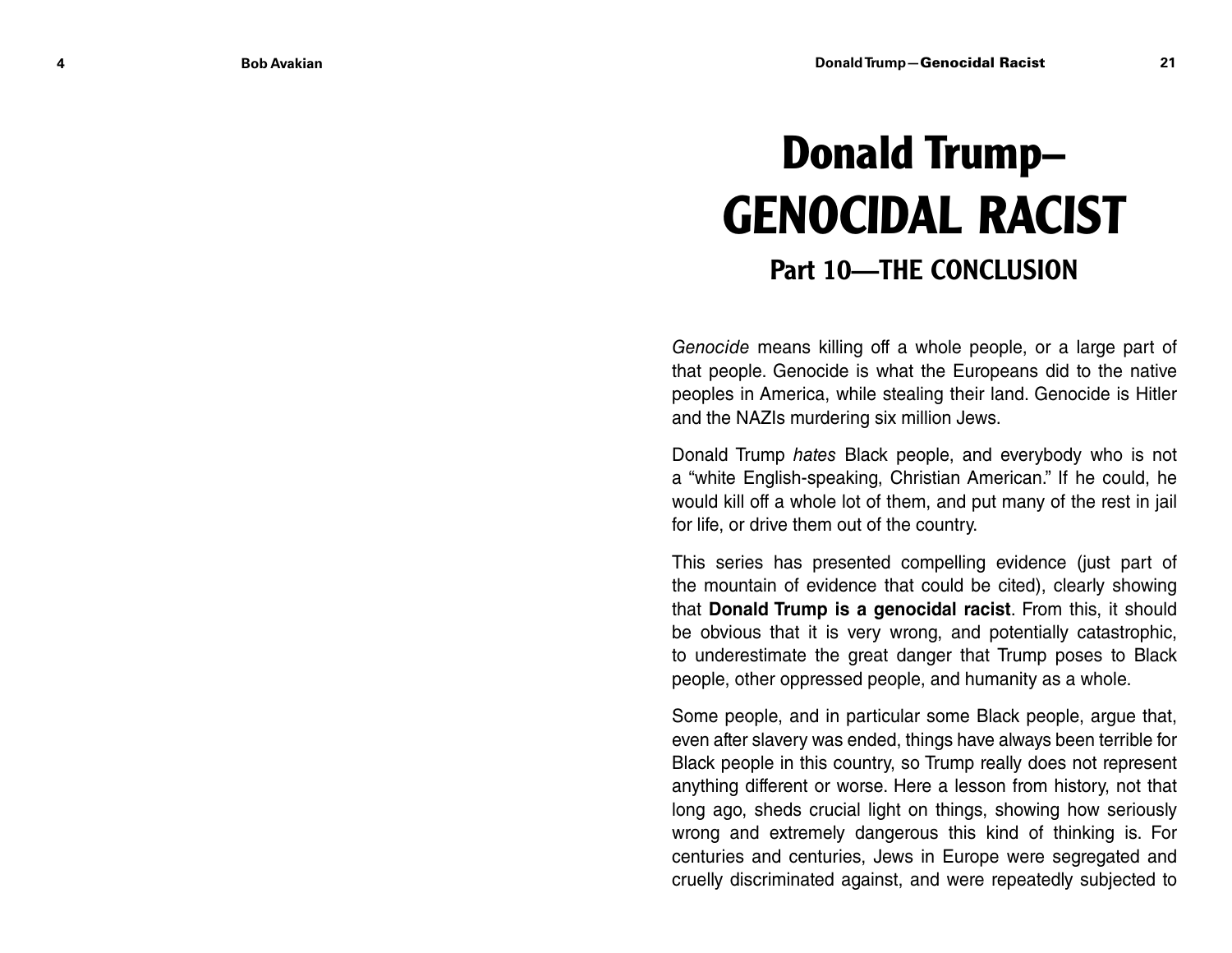# Donald Trump– GENOCIDAL RACIST

## Part 10—THE CONCLUSION

*Genocide* means killing off a whole people, or a large part of that people. Genocide is what the Europeans did to the native peoples in America, while stealing their land. Genocide is Hitler and the NAZIs murdering six million Jews.

Donald Trump *hates* Black people, and everybody who is not a "white English-speaking, Christian American." If he could, he would kill off a whole lot of them, and put many of the rest in jail for life, or drive them out of the country.

This series has presented compelling evidence (just part of the mountain of evidence that could be cited), clearly showing that **Donald Trump is a genocidal racist**. From this, it should be obvious that it is very wrong, and potentially catastrophic, to underestimate the great danger that Trump poses to Black people, other oppressed people, and humanity as a whole.

Some people, and in particular some Black people, argue that, even after slavery was ended, things have always been terrible for Black people in this country, so Trump really does not represent anything different or worse. Here a lesson from history, not that long ago, sheds crucial light on things, showing how seriously wrong and extremely dangerous this kind of thinking is. For centuries and centuries, Jews in Europe were segregated and cruelly discriminated against, and were repeatedly subjected to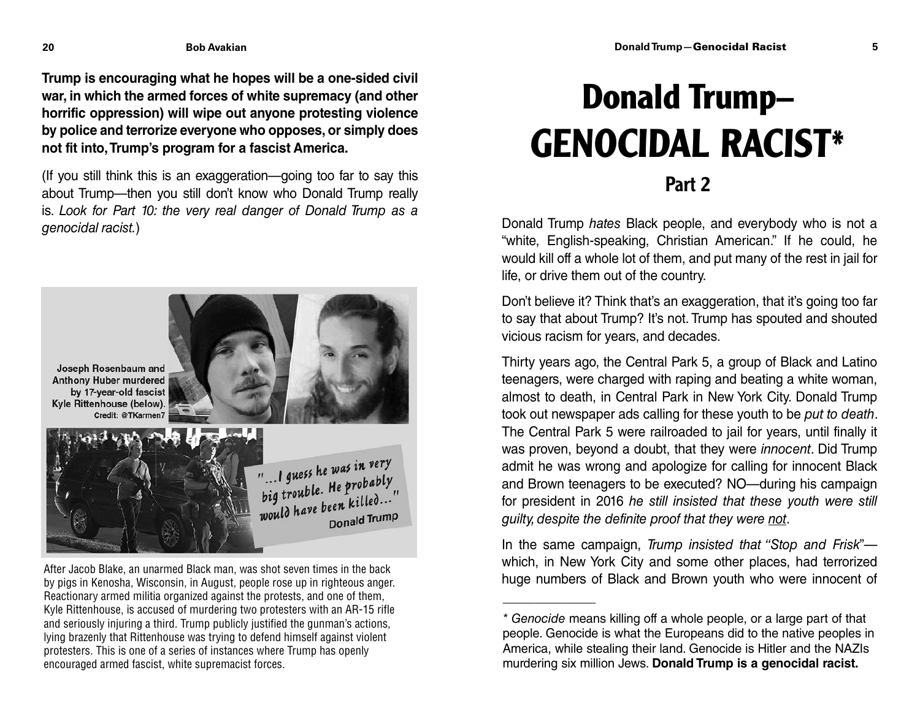**Trump is encouraging what he hopes will be a one-sided civil war, in which the armed forces of white supremacy (and other horrific oppression) will wipe out anyone protesting violence by police and terrorize everyone who opposes, or simply does not fit into, Trump's program for a fascist America.**

(If you still think this is an exaggeration—going too far to say this about Trump—then you still don't know who Donald Trump really is. *Look for Part 10: the very real danger of Donald Trump as a genocidal racist.*)

Joseph Rosenbaum and Anthony Huber murdered by 17-year-old fascist Kyle Rittenhouse (below). Credit: @TKarmen7

"...I guess he was in very big trouble. He probably would have been killed..." Donald Trump

After Jacob Blake, an unarmed Black man, was shot seven times in the back by pigs in Kenosha, Wisconsin, in August, people rose up in righteous anger. Reactionary armed militia organized against the protests, and one of them, Kyle Rittenhouse, is accused of murdering two protesters with an AR-15 rifle and seriously injuring a third. Trump publicly justified the gunman's actions, lying brazenly that Rittenhouse was trying to defend himself against violent protesters. This is one of a series of instances where Trump has openly encouraged armed fascist, white supremacist forces.

# Donald Trump– GENOCIDAL RACIST*

## Part 2

Donald Trump *hates* Black people, and everybody who is not a "white, English-speaking, Christian American." If he could, he would kill off a whole lot of them, and put many of the rest in jail for life, or drive them out of the country.

Don't believe it? Think that's an exaggeration, that it's going too far to say that about Trump? It's not. Trump has spouted and shouted vicious racism for years, and decades.

Thirty years ago, the Central Park 5, a group of Black and Latino teenagers, were charged with raping and beating a white woman, almost to death, in Central Park in New York City. Donald Trump took out newspaper ads calling for these youth to be *put to death*. The Central Park 5 were railroaded to jail for years, until finally it was proven, beyond a doubt, that they were *innocent*. Did Trump admit he was wrong and apologize for calling for innocent Black and Brown teenagers to be executed? NO—during his campaign for president in 2016 *he still insisted that these youth were still guilty, despite the definite proof that they were not*.

In the same campaign, *Trump insisted that "Stop and Frisk"*—which, in New York City and some other places, had terrorized huge numbers of Black and Brown youth who were innocent of

---

\* *Genocide* means killing off a whole people, or a large part of that people. Genocide is what the Europeans did to the native peoples in America, while stealing their land. Genocide is Hitler and the NAZIs murdering six million Jews. **Donald Trump is a genocidal racist.**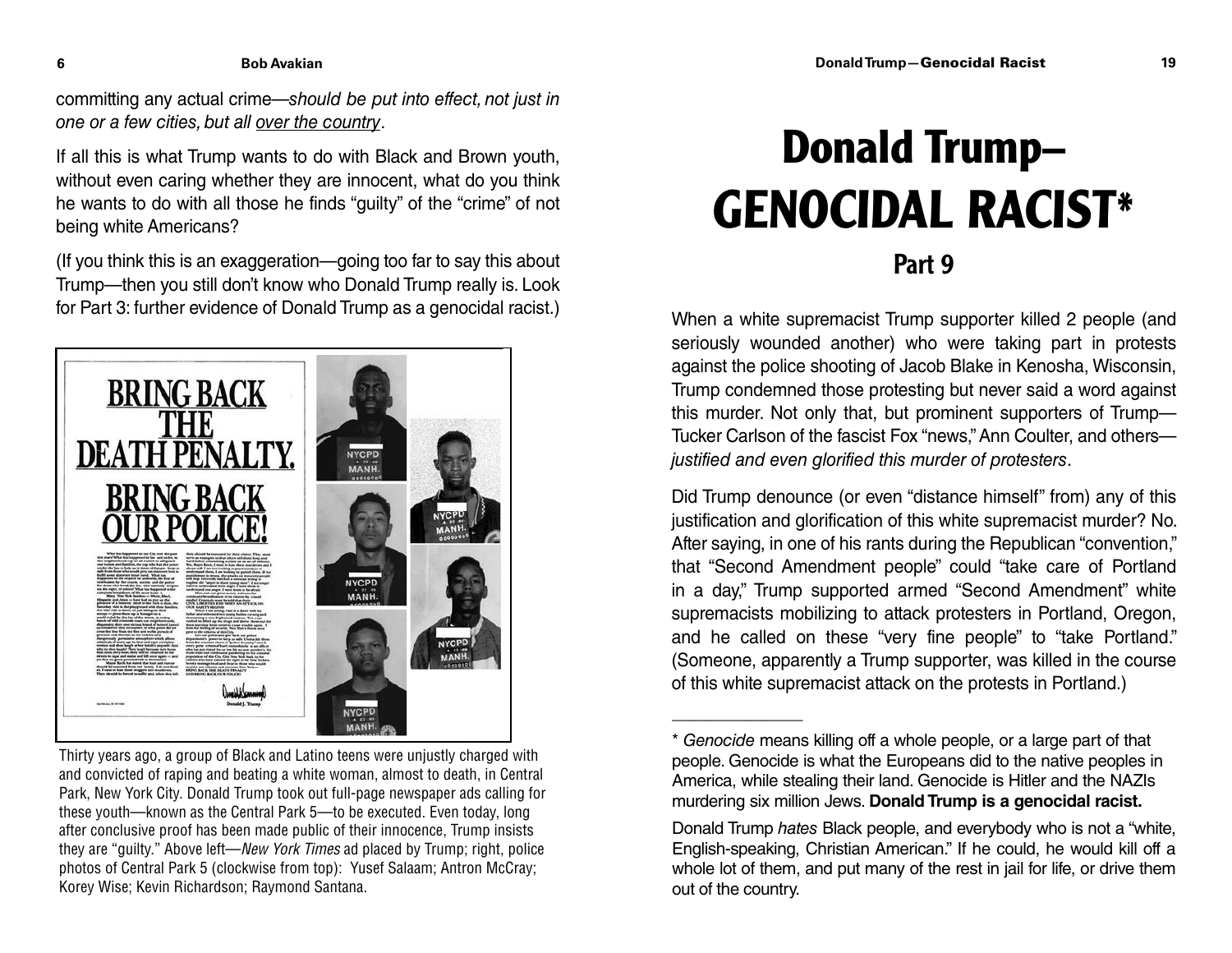committing any actual crime—*should be put into effect, not just in one or a few cities, but all over the country*.

If all this is what Trump wants to do with Black and Brown youth, without even caring whether they are innocent, what do you think he wants to do with all those he finds "guilty" of the "crime" of not being white Americans?

(If you think this is an exaggeration—going too far to say this about Trump—then you still don't know who Donald Trump really is. Look for Part 3: further evidence of Donald Trump as a genocidal racist.)

Thirty years ago, a group of Black and Latino teens were unjustly charged with and convicted of raping and beating a white woman, almost to death, in Central Park, New York City. Donald Trump took out full-page newspaper ads calling for these youth—known as the Central Park 5—to be executed. Even today, long after conclusive proof has been made public of their innocence, Trump insists they are "guilty." Above left—*New York Times* ad placed by Trump; right, police photos of Central Park 5 (clockwise from top): Yusef Salaam; Antron McCray; Korey Wise; Kevin Richardson; Raymond Santana.

# Donald Trump–GENOCIDAL RACIST*

## Part 9

When a white supremacist Trump supporter killed 2 people (and seriously wounded another) who were taking part in protests against the police shooting of Jacob Blake in Kenosha, Wisconsin, Trump condemned those protesting but never said a word against this murder. Not only that, but prominent supporters of Trump—Tucker Carlson of the fascist Fox "news," Ann Coulter, and others—*justified and even glorified this murder of protesters*.

Did Trump denounce (or even "distance himself" from) any of this justification and glorification of this white supremacist murder? No. After saying, in one of his rants during the Republican "convention," that "Second Amendment people" could "take care of Portland in a day," Trump supported armed "Second Amendment" white supremacists mobilizing to attack protesters in Portland, Oregon, and he called on these "very fine people" to "take Portland." (Someone, apparently a Trump supporter, was killed in the course of this white supremacist attack on the protests in Portland.)

---

\* *Genocide* means killing off a whole people, or a large part of that people. Genocide is what the Europeans did to the native peoples in America, while stealing their land. Genocide is Hitler and the NAZIs murdering six million Jews. **Donald Trump is a genocidal racist.**

Donald Trump *hates* Black people, and everybody who is not a "white, English-speaking, Christian American." If he could, he would kill off a whole lot of them, and put many of the rest in jail for life, or drive them out of the country.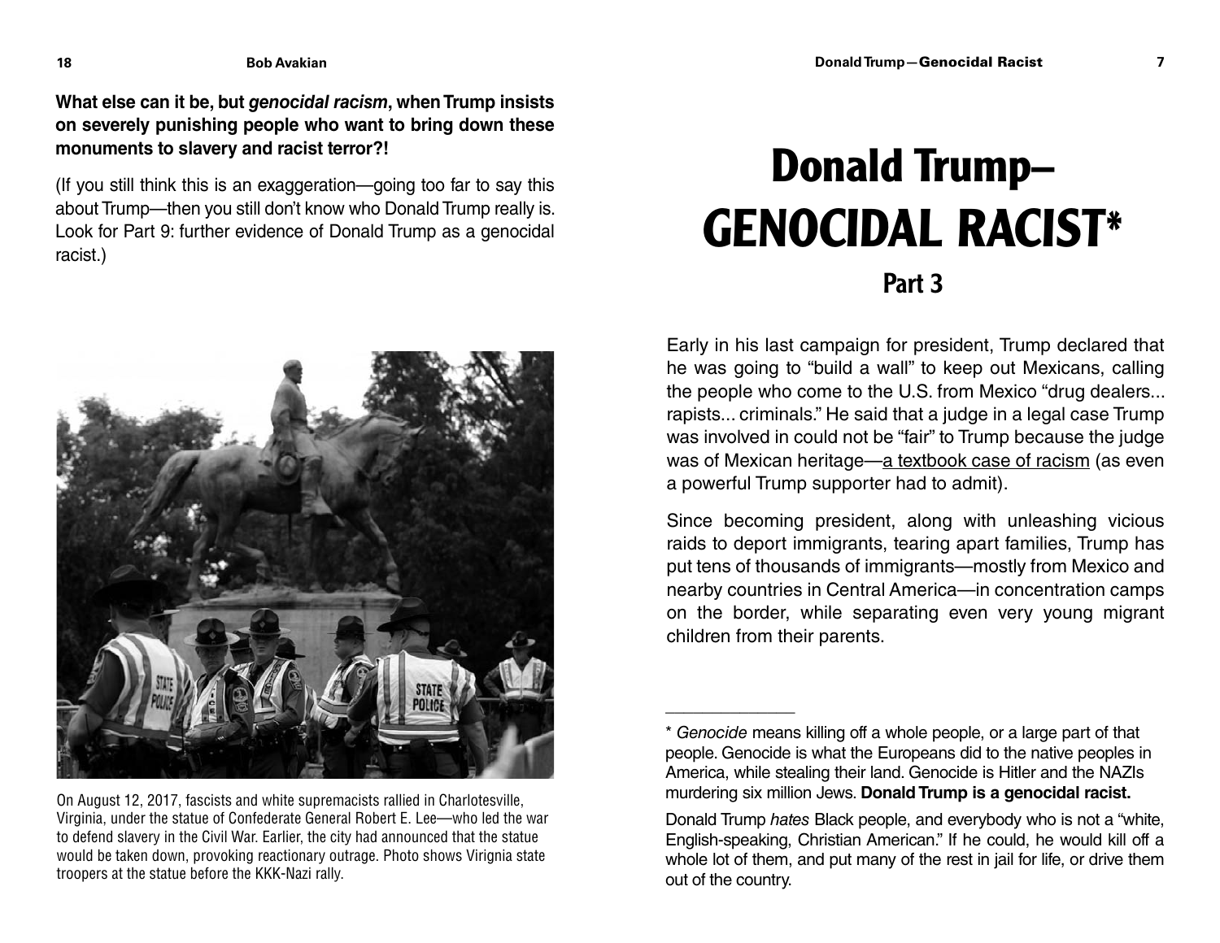**What else can it be, but *genocidal racism*, when Trump insists on severely punishing people who want to bring down these monuments to slavery and racist terror?!**

(If you still think this is an exaggeration—going too far to say this about Trump—then you still don't know who Donald Trump really is. Look for Part 9: further evidence of Donald Trump as a genocidal racist.)

On August 12, 2017, fascists and white supremacists rallied in Charlotesville, Virginia, under the statue of Confederate General Robert E. Lee—who led the war to defend slavery in the Civil War. Earlier, the city had announced that the statue would be taken down, provoking reactionary outrage. Photo shows Virignia state troopers at the statue before the KKK-Nazi rally.

# Donald Trump— GENOCIDAL RACIST*

## Part 3

Early in his last campaign for president, Trump declared that he was going to "build a wall" to keep out Mexicans, calling the people who come to the U.S. from Mexico "drug dealers... rapists... criminals." He said that a judge in a legal case Trump was involved in could not be "fair" to Trump because the judge was of Mexican heritage—a textbook case of racism (as even a powerful Trump supporter had to admit).

Since becoming president, along with unleashing vicious raids to deport immigrants, tearing apart families, Trump has put tens of thousands of immigrants—mostly from Mexico and nearby countries in Central America—in concentration camps on the border, while separating even very young migrant children from their parents.

---

* *Genocide* means killing off a whole people, or a large part of that people. Genocide is what the Europeans did to the native peoples in America, while stealing their land. Genocide is Hitler and the NAZIs murdering six million Jews. **Donald Trump is a genocidal racist.**

Donald Trump *hates* Black people, and everybody who is not a "white, English-speaking, Christian American." If he could, he would kill off a whole lot of them, and put many of the rest in jail for life, or drive them out of the country.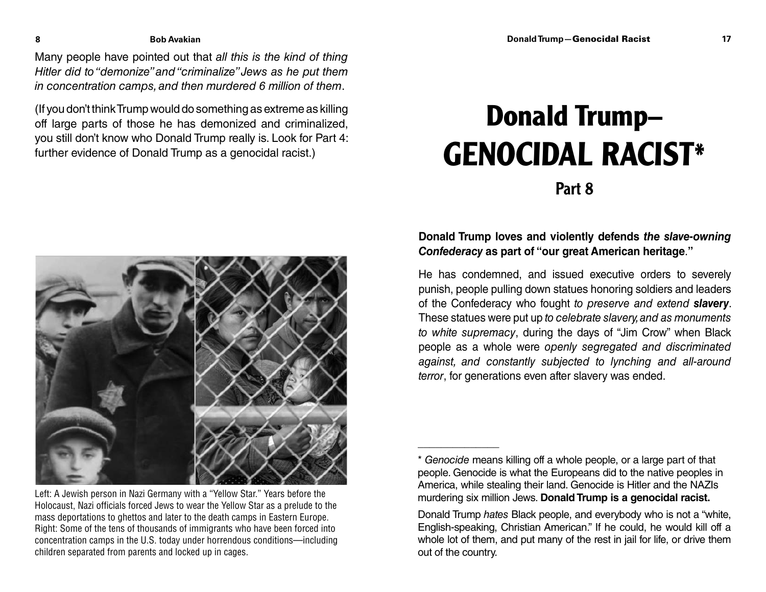Many people have pointed out that *all this is the kind of thing Hitler did to "demonize" and "criminalize" Jews as he put them in concentration camps, and then murdered 6 million of them*.

(If you don't think Trump would do something as extreme as killing off large parts of those he has demonized and criminalized, you still don't know who Donald Trump really is. Look for Part 4: further evidence of Donald Trump as a genocidal racist.)

Left: A Jewish person in Nazi Germany with a "Yellow Star." Years before the Holocaust, Nazi officials forced Jews to wear the Yellow Star as a prelude to the mass deportations to ghettos and later to the death camps in Eastern Europe. Right: Some of the tens of thousands of immigrants who have been forced into concentration camps in the U.S. today under horrendous conditions—including children separated from parents and locked up in cages.

# Donald Trump— GENOCIDAL RACIST*

## Part 8

**Donald Trump loves and violently defends *the slave-owning Confederacy* as part of "our great American heritage."**

He has condemned, and issued executive orders to severely punish, people pulling down statues honoring soldiers and leaders of the Confederacy who fought *to preserve and extend **slavery***. These statues were put up *to celebrate slavery, and as monuments to white supremacy*, during the days of "Jim Crow" when Black people as a whole were *openly segregated and discriminated against, and constantly subjected to lynching and all-around terror*, for generations even after slavery was ended.

---

\* *Genocide* means killing off a whole people, or a large part of that people. Genocide is what the Europeans did to the native peoples in America, while stealing their land. Genocide is Hitler and the NAZIs murdering six million Jews. **Donald Trump is a genocidal racist.**

Donald Trump *hates* Black people, and everybody who is not a "white, English-speaking, Christian American." If he could, he would kill off a whole lot of them, and put many of the rest in jail for life, or drive them out of the country.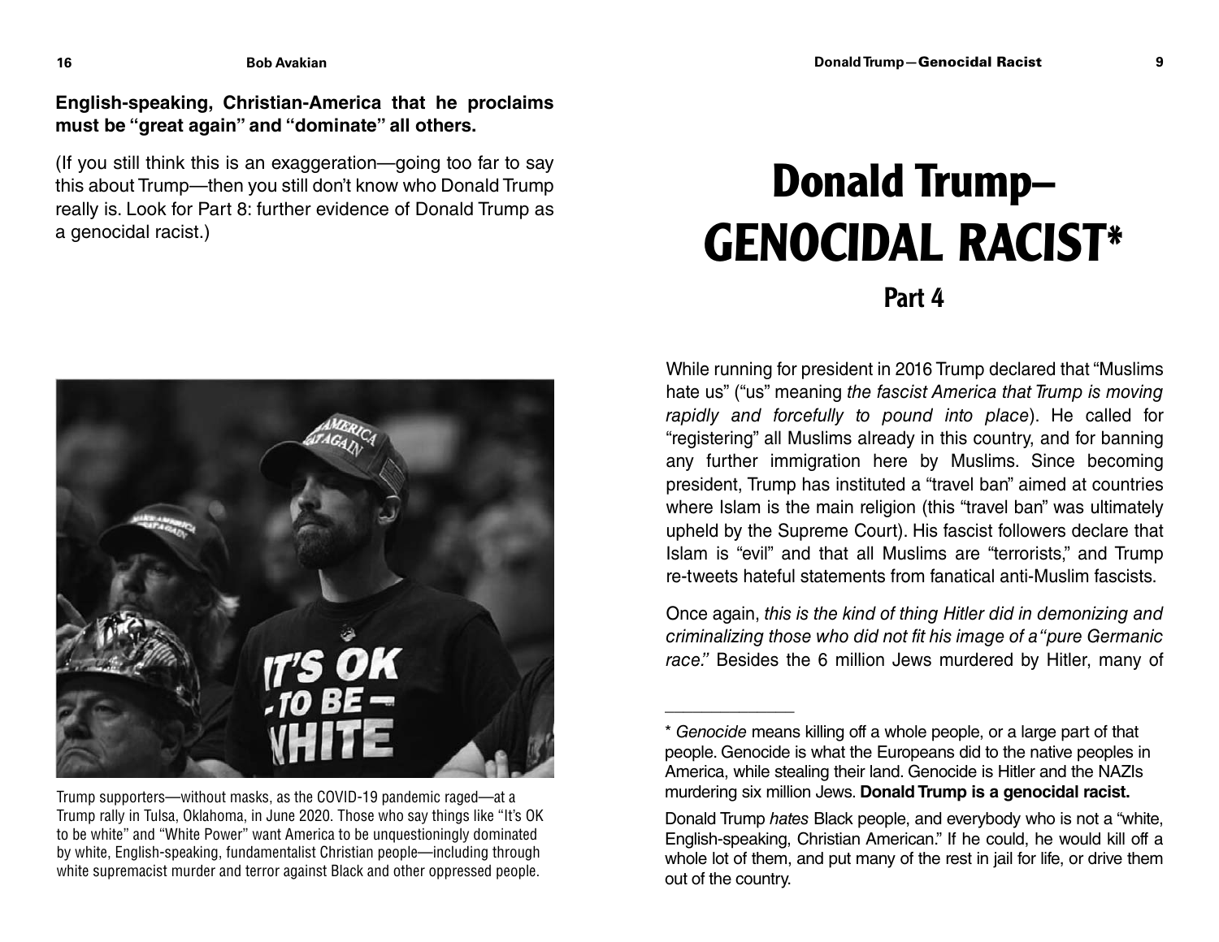**English-speaking, Christian-America that he proclaims must be "great again" and "dominate" all others.**

(If you still think this is an exaggeration—going too far to say this about Trump—then you still don't know who Donald Trump really is. Look for Part 8: further evidence of Donald Trump as a genocidal racist.)

Trump supporters—without masks, as the COVID-19 pandemic raged—at a Trump rally in Tulsa, Oklahoma, in June 2020. Those who say things like "It's OK to be white" and "White Power" want America to be unquestionably dominated by white, English-speaking, fundamentalist Christian people—including through white supremacist murder and terror against Black and other oppressed people.

# Donald Trump— GENOCIDAL RACIST*

## Part 4

While running for president in 2016 Trump declared that "Muslims hate us" ("us" meaning *the fascist America that Trump is moving rapidly and forcefully to pound into place*). He called for "registering" all Muslims already in this country, and for banning any further immigration here by Muslims. Since becoming president, Trump has instituted a "travel ban" aimed at countries where Islam is the main religion (this "travel ban" was ultimately upheld by the Supreme Court). His fascist followers declare that Islam is "evil" and that all Muslims are "terrorists," and Trump re-tweets hateful statements from fanatical anti-Muslim fascists.

Once again, *this is the kind of thing Hitler did in demonizing and criminalizing those who did not fit his image of a "pure Germanic race."* Besides the 6 million Jews murdered by Hitler, many of

---

* *Genocide* means killing off a whole people, or a large part of that people. Genocide is what the Europeans did to the native peoples in America, while stealing their land. Genocide is Hitler and the NAZIs murdering six million Jews. **Donald Trump is a genocidal racist.**

Donald Trump *hates* Black people, and everybody who is not a "white, English-speaking, Christian American." If he could, he would kill off a whole lot of them, and put many of the rest in jail for life, or drive them out of the country.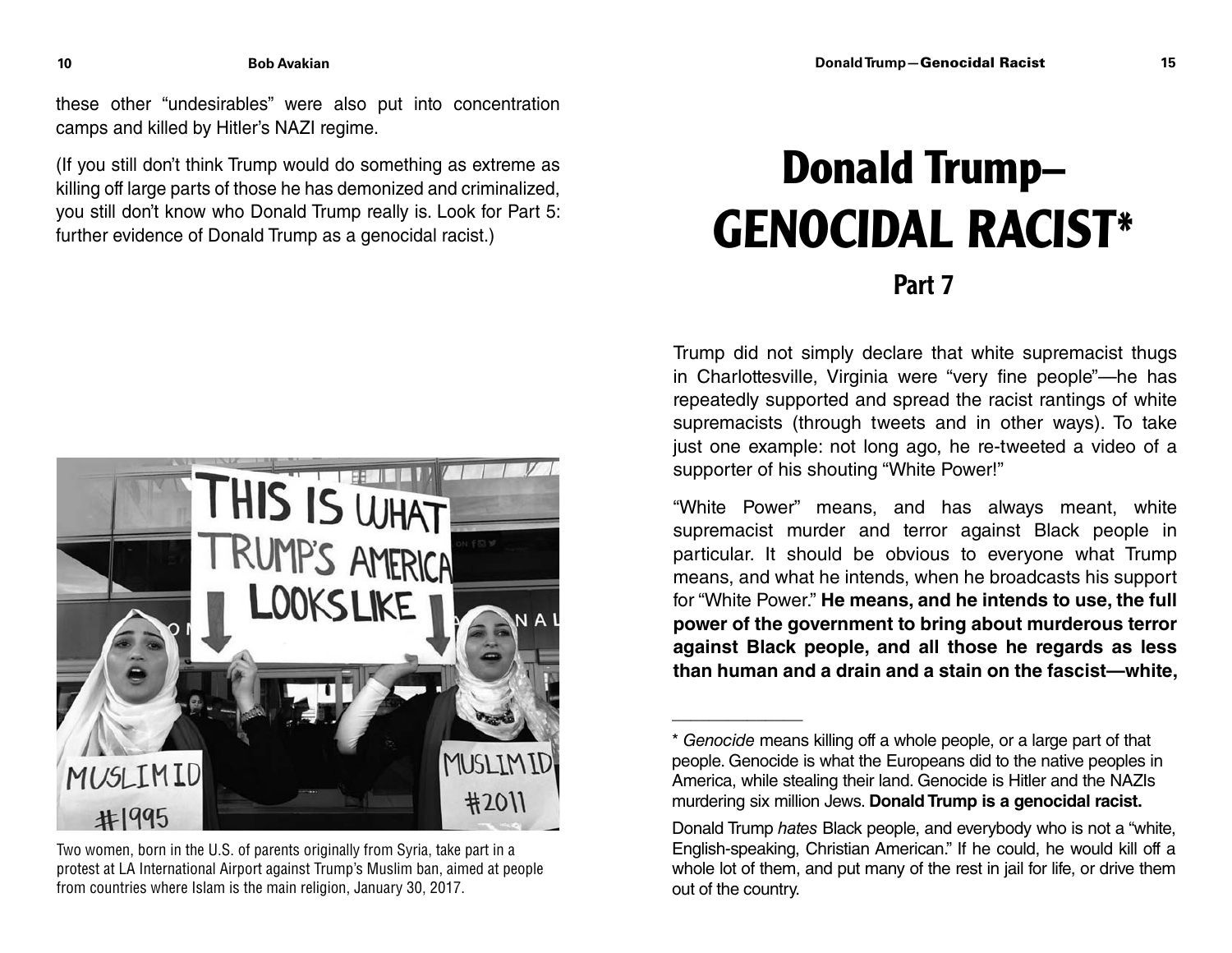these other "undesirables" were also put into concentration camps and killed by Hitler's NAZI regime.

(If you still don't think Trump would do something as extreme as killing off large parts of those he has demonized and criminalized, you still don't know who Donald Trump really is. Look for Part 5: further evidence of Donald Trump as a genocidal racist.)

Two women, born in the U.S. of parents originally from Syria, take part in a protest at LA International Airport against Trump's Muslim ban, aimed at people from countries where Islam is the main religion, January 30, 2017.

# Donald Trump— GENOCIDAL RACIST*

## Part 7

Trump did not simply declare that white supremacist thugs in Charlottesville, Virginia were "very fine people"—he has repeatedly supported and spread the racist rantings of white supremacists (through tweets and in other ways). To take just one example: not long ago, he re-tweeted a video of a supporter of his shouting "White Power!"

"White Power" means, and has always meant, white supremacist murder and terror against Black people in particular. It should be obvious to everyone what Trump means, and what he intends, when he broadcasts his support for "White Power." **He means, and he intends to use, the full power of the government to bring about murderous terror against Black people, and all those he regards as less than human and a drain and a stain on the fascist—white,**

---

\* *Genocide* means killing off a whole people, or a large part of that people. Genocide is what the Europeans did to the native peoples in America, while stealing their land. Genocide is Hitler and the NAZIs murdering six million Jews. **Donald Trump is a genocidal racist.**

Donald Trump *hates* Black people, and everybody who is not a "white, English-speaking, Christian American." If he could, he would kill off a whole lot of them, and put many of the rest in jail for life, or drive them out of the country.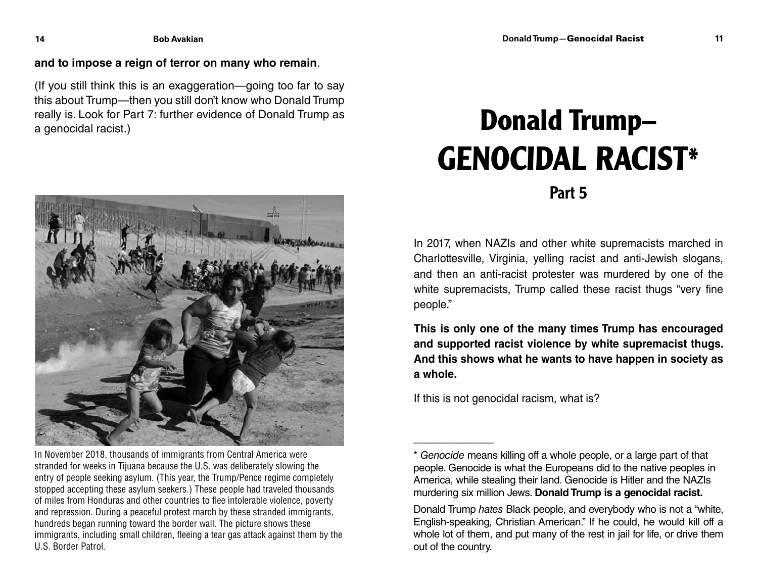**and to impose a reign of terror on many who remain**.

(If you still think this is an exaggeration—going too far to say this about Trump—then you still don't know who Donald Trump really is. Look for Part 7: further evidence of Donald Trump as a genocidal racist.)

In November 2018, thousands of immigrants from Central America were stranded for weeks in Tijuana because the U.S. was deliberately slowing the entry of people seeking asylum. (This year, the Trump/Pence regime completely stopped accepting these asylum seekers.) These people had traveled thousands of miles from Honduras and other countries to flee intolerable violence, poverty and repression. During a peaceful protest march by these stranded immigrants, hundreds began running toward the border wall. The picture shows these immigrants, including small children, fleeing a tear gas attack against them by the U.S. Border Patrol.

# Donald Trump— GENOCIDAL RACIST*

## Part 5

In 2017, when NAZIs and other white supremacists marched in Charlottesville, Virginia, yelling racist and anti-Jewish slogans, and then an anti-racist protester was murdered by one of the white supremacists, Trump called these racist thugs "very fine people."

**This is only one of the many times Trump has encouraged and supported racist violence by white supremacist thugs. And this shows what he wants to have happen in society as a whole.**

If this is not genocidal racism, what is?

---

\* *Genocide* means killing off a whole people, or a large part of that people. Genocide is what the Europeans did to the native peoples in America, while stealing their land. Genocide is Hitler and the NAZIs murdering six million Jews. **Donald Trump is a genocidal racist.**

Donald Trump *hates* Black people, and everybody who is not a "white, English-speaking, Christian American." If he could, he would kill off a whole lot of them, and put many of the rest in jail for life, or drive them out of the country.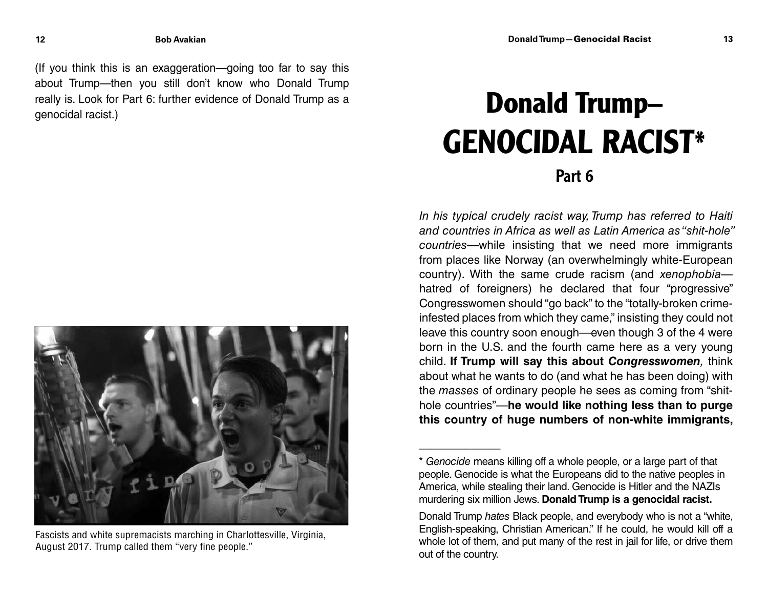(If you think this is an exaggeration—going too far to say this about Trump—then you still don't know who Donald Trump really is. Look for Part 6: further evidence of Donald Trump as a genocidal racist.)

Fascists and white supremacists marching in Charlottesville, Virginia, August 2017. Trump called them "very fine people."

# Donald Trump— GENOCIDAL RACIST*

## Part 6

*In his typical crudely racist way, Trump has referred to Haiti and countries in Africa as well as Latin America as "shit-hole" countries*—while insisting that we need more immigrants from places like Norway (an overwhelmingly white-European country). With the same crude racism (and *xenophobia*—hatred of foreigners) he declared that four "progressive" Congresswomen should "go back" to the "totally-broken crime-infested places from which they came," insisting they could not leave this country soon enough—even though 3 of the 4 were born in the U.S. and the fourth came here as a very young child. **If Trump will say this about *Congresswomen*,** think about what he wants to do (and what he has been doing) with the *masses* of ordinary people he sees as coming from "shit-hole countries"—**he would like nothing less than to purge this country of huge numbers of non-white immigrants,**

---

* *Genocide* means killing off a whole people, or a large part of that people. Genocide is what the Europeans did to the native peoples in America, while stealing their land. Genocide is Hitler and the NAZIs murdering six million Jews. **Donald Trump is a genocidal racist.**

Donald Trump *hates* Black people, and everybody who is not a "white, English-speaking, Christian American." If he could, he would kill off a whole lot of them, and put many of the rest in jail for life, or drive them out of the country.